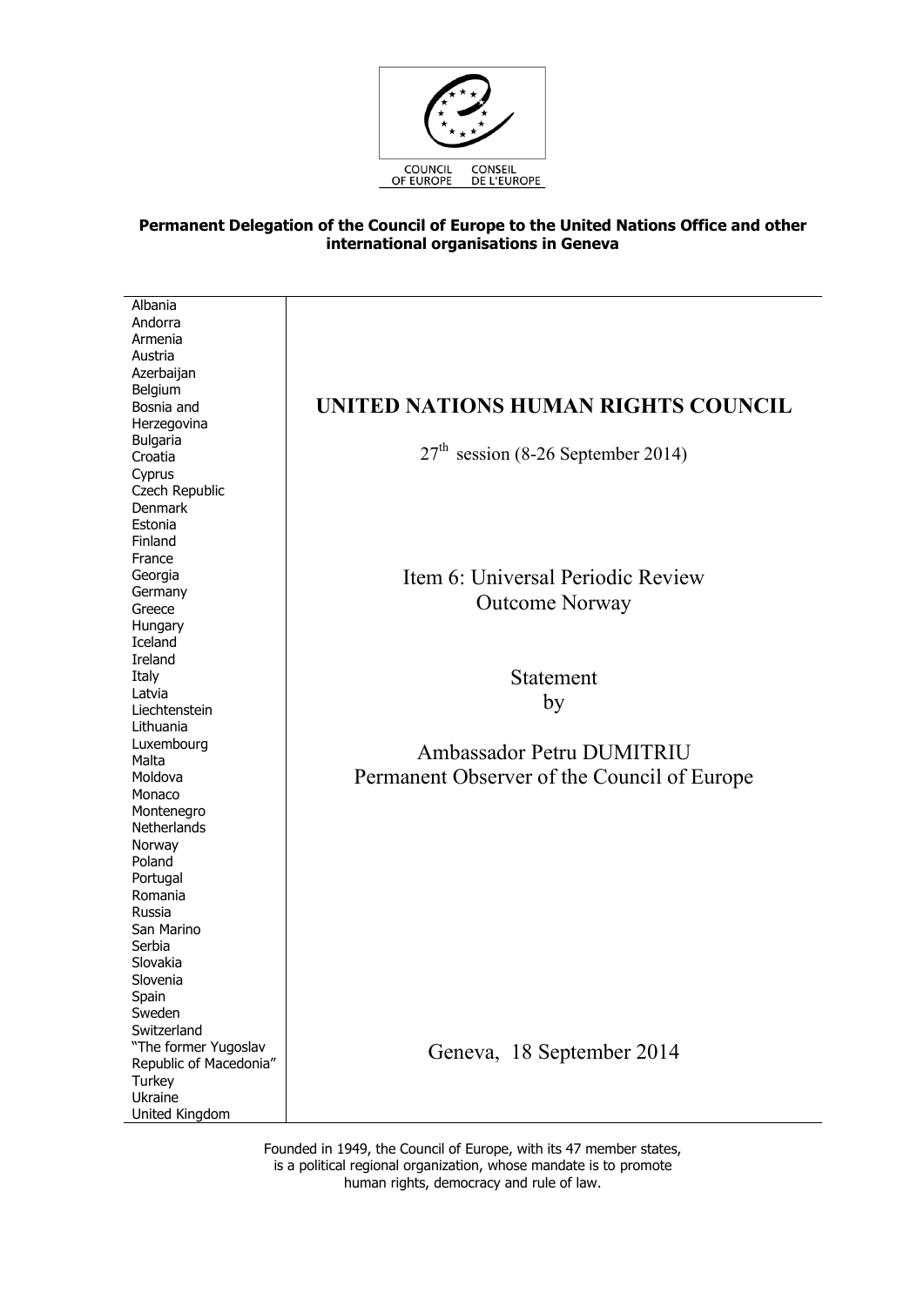COUNCIL OF EUROPE CONSEIL DE L'EUROPE

**Permanent Delegation of the Council of Europe to the United Nations Office and other international organisations in Geneva**

Albania
Andorra
Armenia
Austria
Azerbaijan
Belgium
Bosnia and Herzegovina
Bulgaria
Croatia
Cyprus
Czech Republic
Denmark
Estonia
Finland
France
Georgia
Germany
Greece
Hungary
Iceland
Ireland
Italy
Latvia
Liechtenstein
Lithuania
Luxembourg
Malta
Moldova
Monaco
Montenegro
Netherlands
Norway
Poland
Portugal
Romania
Russia
San Marino
Serbia
Slovakia
Slovenia
Spain
Sweden
Switzerland
"The former Yugoslav Republic of Macedonia"
Turkey
Ukraine
United Kingdom

# UNITED NATIONS HUMAN RIGHTS COUNCIL

27th session (8-26 September 2014)

## Item 6: Universal Periodic Review Outcome Norway

Statement
by

Ambassador Petru DUMITRIU
Permanent Observer of the Council of Europe

Geneva, 18 September 2014

Founded in 1949, the Council of Europe, with its 47 member states, is a political regional organization, whose mandate is to promote human rights, democracy and rule of law.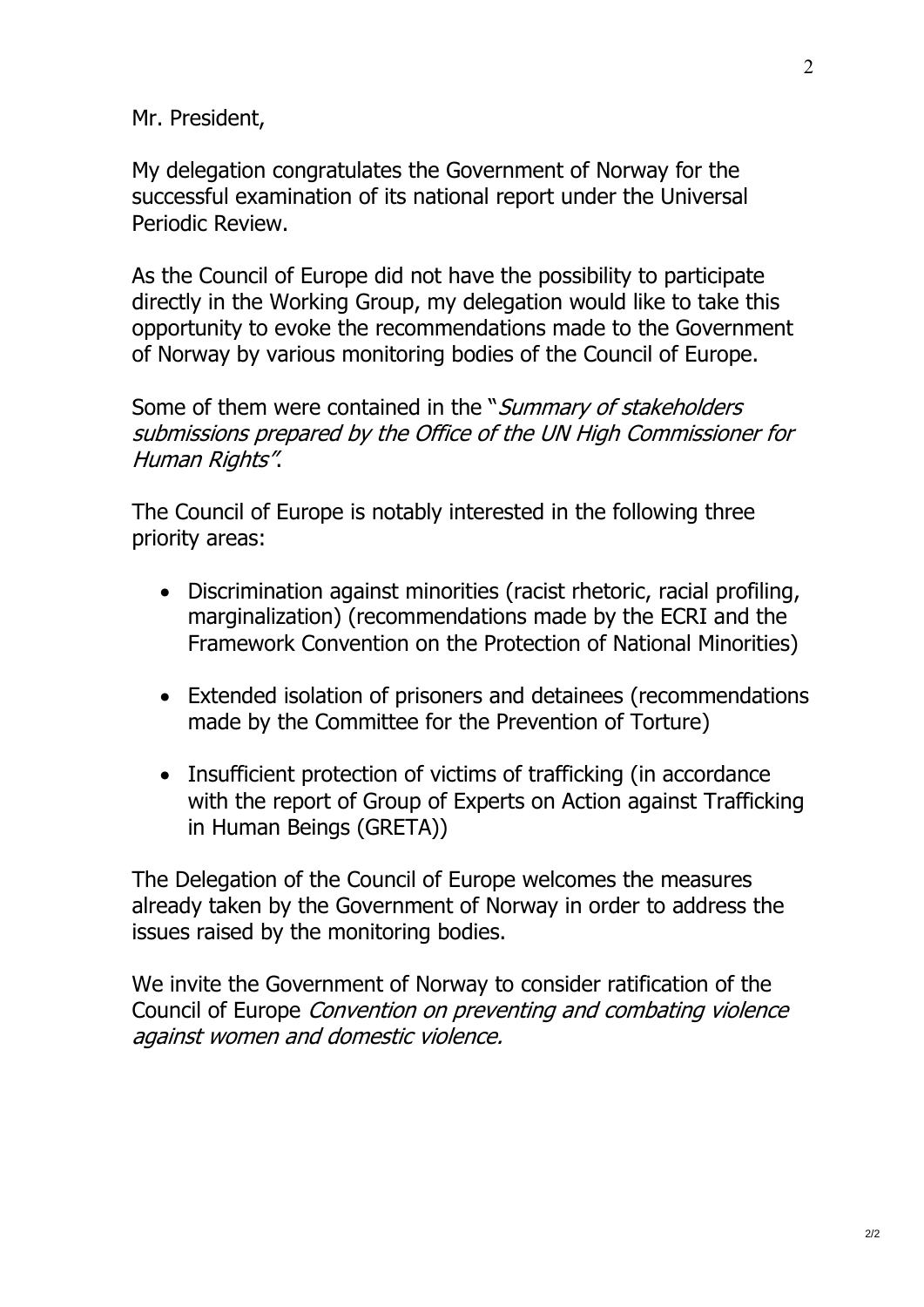Mr. President,

My delegation congratulates the Government of Norway for the successful examination of its national report under the Universal Periodic Review.

As the Council of Europe did not have the possibility to participate directly in the Working Group, my delegation would like to take this opportunity to evoke the recommendations made to the Government of Norway by various monitoring bodies of the Council of Europe.

Some of them were contained in the "*Summary of stakeholders submissions prepared by the Office of the UN High Commissioner for Human Rights"*.

The Council of Europe is notably interested in the following three priority areas:

- Discrimination against minorities (racist rhetoric, racial profiling, marginalization) (recommendations made by the ECRI and the Framework Convention on the Protection of National Minorities)
- Extended isolation of prisoners and detainees (recommendations made by the Committee for the Prevention of Torture)
- Insufficient protection of victims of trafficking (in accordance with the report of Group of Experts on Action against Trafficking in Human Beings (GRETA))

The Delegation of the Council of Europe welcomes the measures already taken by the Government of Norway in order to address the issues raised by the monitoring bodies.

We invite the Government of Norway to consider ratification of the Council of Europe *Convention on preventing and combating violence against women and domestic violence.*